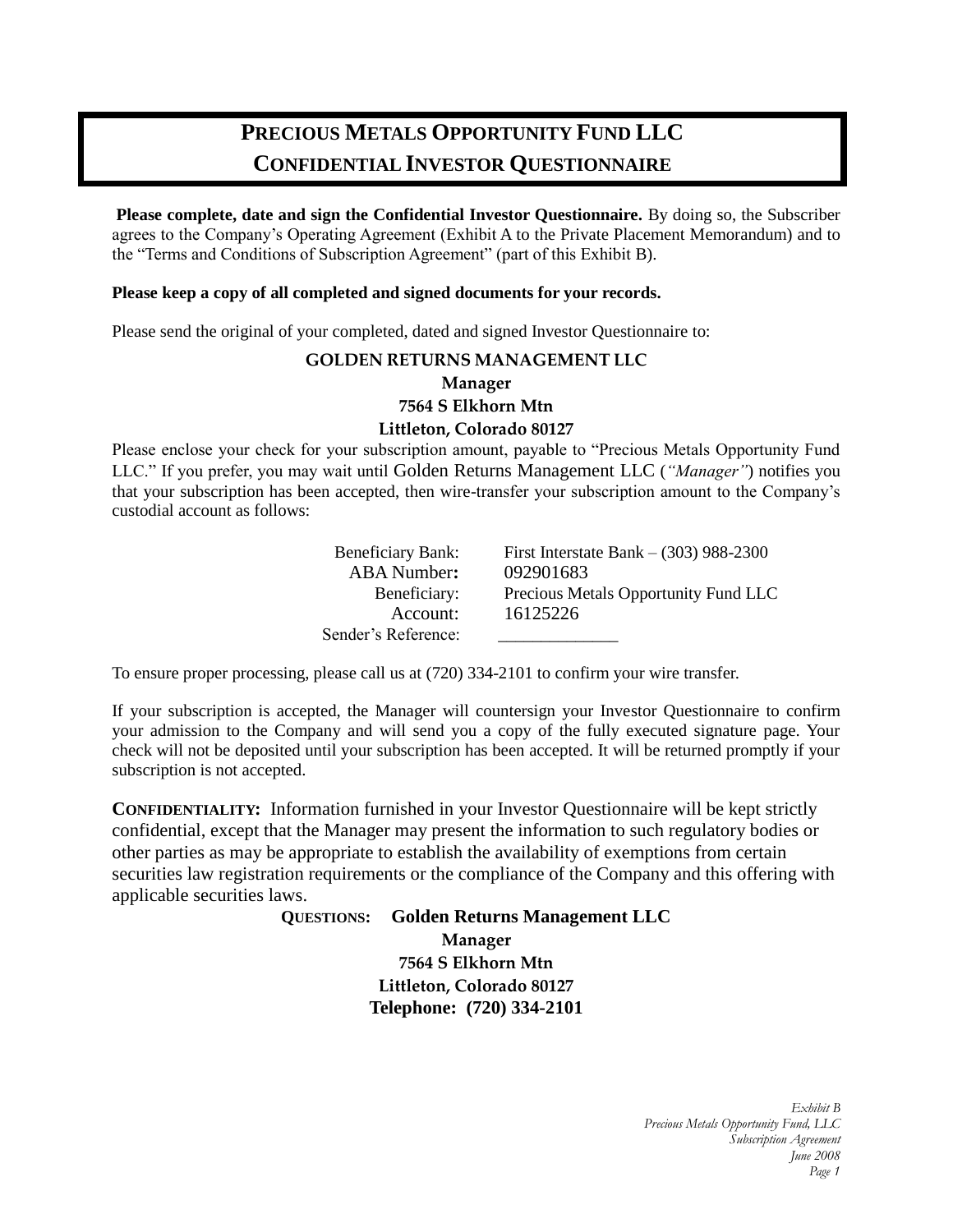# PRECIOUS METALS OPPORTUNITY FUND LLC
# CONFIDENTIAL INVESTOR QUESTIONNAIRE

**Please complete, date and sign the Confidential Investor Questionnaire.** By doing so, the Subscriber agrees to the Company's Operating Agreement (Exhibit A to the Private Placement Memorandum) and to the "Terms and Conditions of Subscription Agreement" (part of this Exhibit B).

**Please keep a copy of all completed and signed documents for your records.**

Please send the original of your completed, dated and signed Investor Questionnaire to:

**GOLDEN RETURNS MANAGEMENT LLC**
**Manager**
**7564 S Elkhorn Mtn**
**Littleton, Colorado 80127**

Please enclose your check for your subscription amount, payable to "Precious Metals Opportunity Fund LLC." If you prefer, you may wait until Golden Returns Management LLC (*"Manager"*) notifies you that your subscription has been accepted, then wire-transfer your subscription amount to the Company's custodial account as follows:

| | |
|---|---|
| Beneficiary Bank: | First Interstate Bank – (303) 988-2300 |
| ABA Number**:** | 092901683 |
| Beneficiary: | Precious Metals Opportunity Fund LLC |
| Account: | 16125226 |
| Sender's Reference: | ______________ |

To ensure proper processing, please call us at (720) 334-2101 to confirm your wire transfer.

If your subscription is accepted, the Manager will countersign your Investor Questionnaire to confirm your admission to the Company and will send you a copy of the fully executed signature page. Your check will not be deposited until your subscription has been accepted. It will be returned promptly if your subscription is not accepted.

**CONFIDENTIALITY:** Information furnished in your Investor Questionnaire will be kept strictly confidential, except that the Manager may present the information to such regulatory bodies or other parties as may be appropriate to establish the availability of exemptions from certain securities law registration requirements or the compliance of the Company and this offering with applicable securities laws.

**QUESTIONS:** **Golden Returns Management LLC**
**Manager**
**7564 S Elkhorn Mtn**
**Littleton, Colorado 80127**
**Telephone: (720) 334-2101**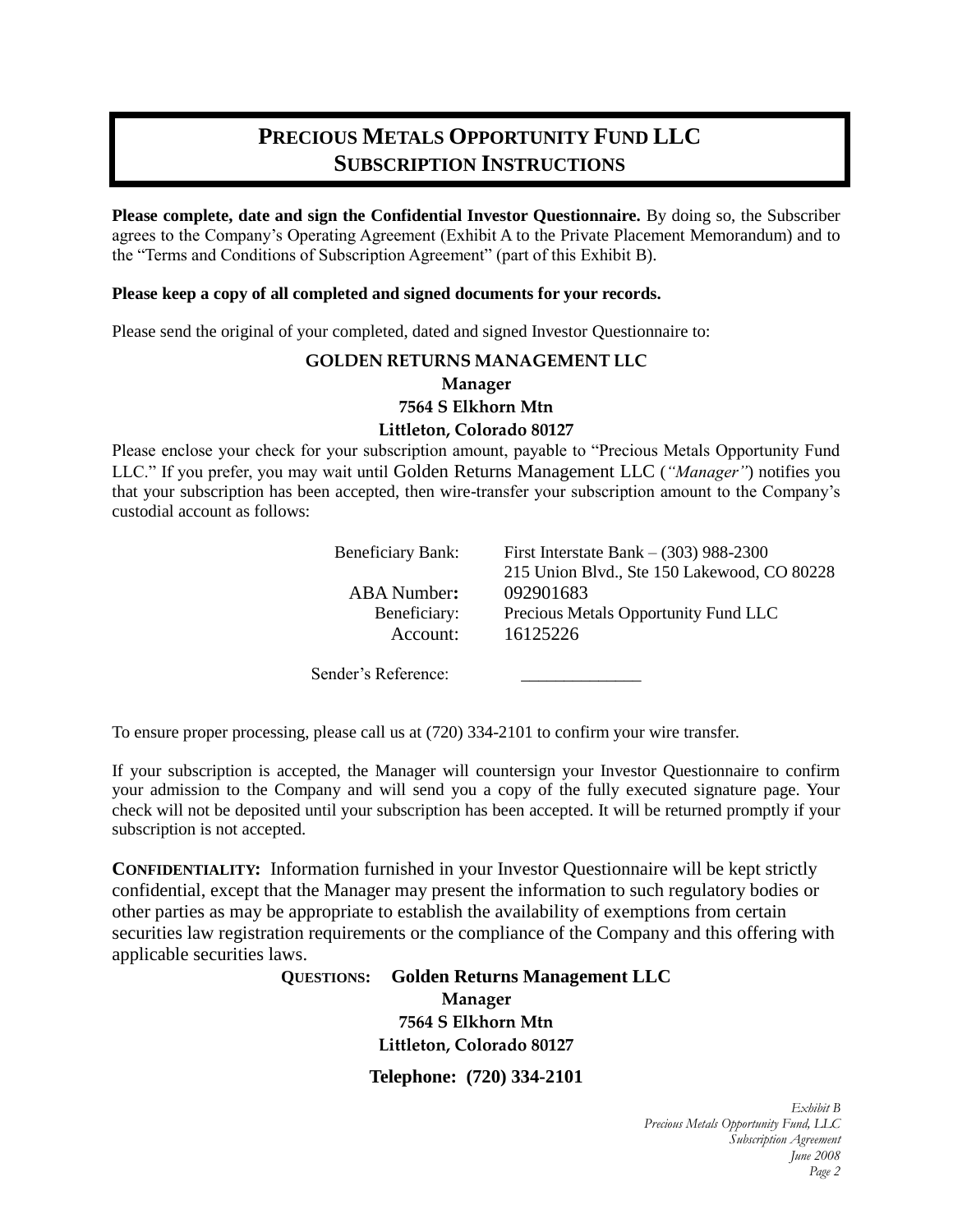# PRECIOUS METALS OPPORTUNITY FUND LLC
## SUBSCRIPTION INSTRUCTIONS

**Please complete, date and sign the Confidential Investor Questionnaire.** By doing so, the Subscriber agrees to the Company's Operating Agreement (Exhibit A to the Private Placement Memorandum) and to the "Terms and Conditions of Subscription Agreement" (part of this Exhibit B).

**Please keep a copy of all completed and signed documents for your records.**

Please send the original of your completed, dated and signed Investor Questionnaire to:

**GOLDEN RETURNS MANAGEMENT LLC**
**Manager**
**7564 S Elkhorn Mtn**
**Littleton, Colorado 80127**

Please enclose your check for your subscription amount, payable to "Precious Metals Opportunity Fund LLC." If you prefer, you may wait until Golden Returns Management LLC (*"Manager"*) notifies you that your subscription has been accepted, then wire-transfer your subscription amount to the Company's custodial account as follows:

| | |
|---|---|
| Beneficiary Bank: | First Interstate Bank – (303) 988-2300<br>215 Union Blvd., Ste 150 Lakewood, CO 80228 |
| ABA Number**:** | 092901683 |
| Beneficiary: | Precious Metals Opportunity Fund LLC |
| Account: | 16125226 |
| Sender's Reference: | ______________ |

To ensure proper processing, please call us at (720) 334-2101 to confirm your wire transfer.

If your subscription is accepted, the Manager will countersign your Investor Questionnaire to confirm your admission to the Company and will send you a copy of the fully executed signature page. Your check will not be deposited until your subscription has been accepted. It will be returned promptly if your subscription is not accepted.

**CONFIDENTIALITY:** Information furnished in your Investor Questionnaire will be kept strictly confidential, except that the Manager may present the information to such regulatory bodies or other parties as may be appropriate to establish the availability of exemptions from certain securities law registration requirements or the compliance of the Company and this offering with applicable securities laws.

**QUESTIONS:** **Golden Returns Management LLC**
**Manager**
**7564 S Elkhorn Mtn**
**Littleton, Colorado 80127**

**Telephone: (720) 334-2101**

*Exhibit B*
*Precious Metals Opportunity Fund, LLC*
*Subscription Agreement*
*June 2008*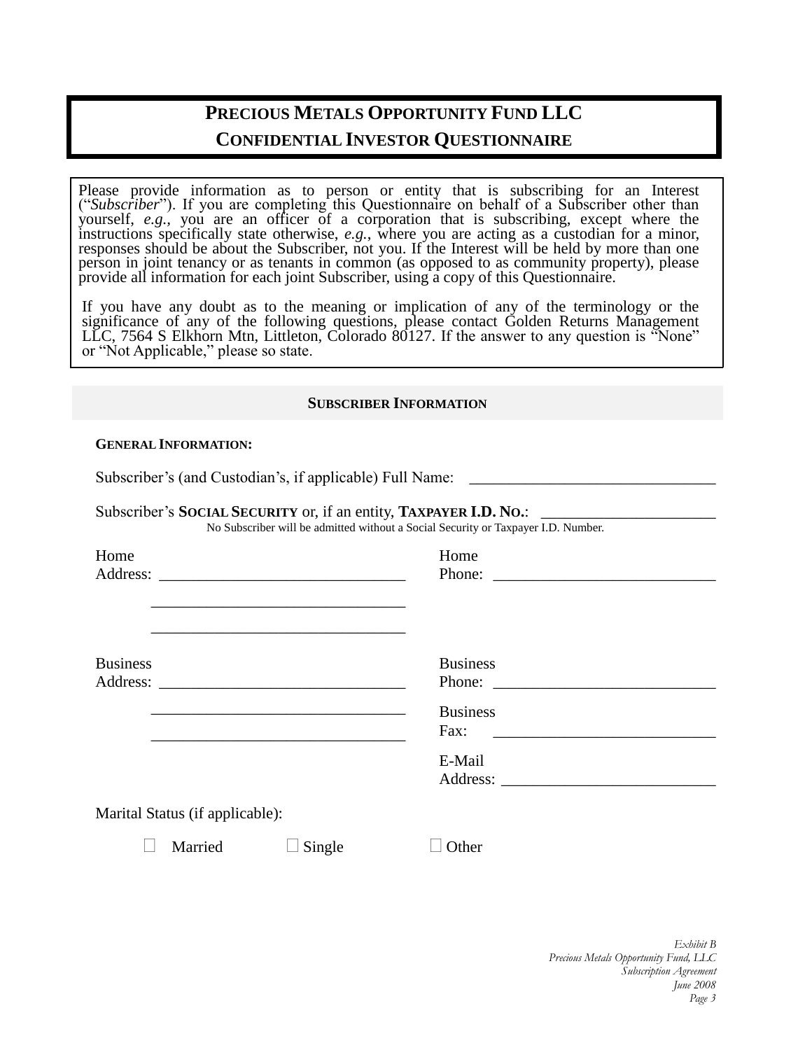# PRECIOUS METALS OPPORTUNITY FUND LLC
## CONFIDENTIAL INVESTOR QUESTIONNAIRE

Please provide information as to person or entity that is subscribing for an Interest ("*Subscriber*"). If you are completing this Questionnaire on behalf of a Subscriber other than yourself, *e.g.*, you are an officer of a corporation that is subscribing, except where the instructions specifically state otherwise, *e.g.*, where you are acting as a custodian for a minor, responses should be about the Subscriber, not you. If the Interest will be held by more than one person in joint tenancy or as tenants in common (as opposed to as community property), please provide all information for each joint Subscriber, using a copy of this Questionnaire.

If you have any doubt as to the meaning or implication of any of the terminology or the significance of any of the following questions, please contact Golden Returns Management LLC, 7564 S Elkhorn Mtn, Littleton, Colorado 80127. If the answer to any question is "None" or "Not Applicable," please so state.

### SUBSCRIBER INFORMATION

**GENERAL INFORMATION:**

Subscriber's (and Custodian's, if applicable) Full Name: ______________________________

Subscriber's **SOCIAL SECURITY** or, if an entity, **TAXPAYER I.D. NO.**: ______________________

No Subscriber will be admitted without a Social Security or Taxpayer I.D. Number.

Home Address: ______________________________

______________________________

______________________________

Home Phone: ____________________________

Business Address: ______________________________

______________________________

______________________________

Business Phone: ____________________________

Business Fax: ____________________________

E-Mail Address: ___________________________

Marital Status (if applicable):

☐ Married ☐ Single ☐ Other

*Exhibit B*
*Precious Metals Opportunity Fund, LLC*
*Subscription Agreement*
*June 2008*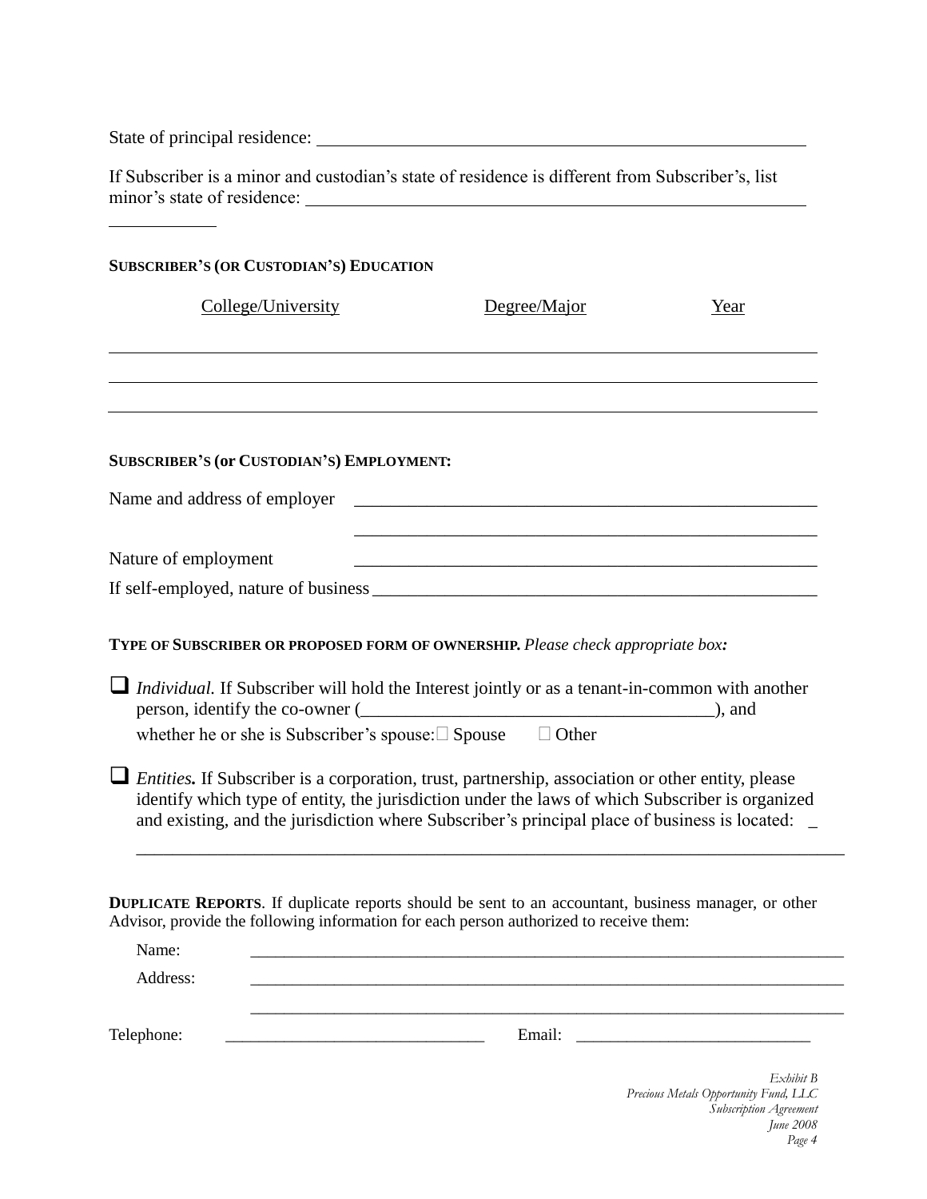State of principal residence: ______________________________________________

If Subscriber is a minor and custodian's state of residence is different from Subscriber's, list minor's state of residence: ______________________________________________

____________

**SUBSCRIBER'S (OR CUSTODIAN'S) EDUCATION**

| College/University | Degree/Major | Year |
|---|---|---|
| | | |
| | | |
| | | |

**SUBSCRIBER'S (or CUSTODIAN'S) EMPLOYMENT:**

Name and address of employer ______________________________________________

______________________________________________

Nature of employment ______________________________________________

If self-employed, nature of business ______________________________________________

**TYPE OF SUBSCRIBER OR PROPOSED FORM OF OWNERSHIP.** *Please check appropriate box:*

- ☐ *Individual.* If Subscriber will hold the Interest jointly or as a tenant-in-common with another person, identify the co-owner (________________________________________), and whether he or she is Subscriber's spouse: ☐ Spouse ☐ Other

- ☐ *Entities.* If Subscriber is a corporation, trust, partnership, association or other entity, please identify which type of entity, the jurisdiction under the laws of which Subscriber is organized and existing, and the jurisdiction where Subscriber's principal place of business is located: _

  ______________________________________________________________________________

**DUPLICATE REPORTS**. If duplicate reports should be sent to an accountant, business manager, or other Advisor, provide the following information for each person authorized to receive them:

Name: ______________________________________________

Address: ______________________________________________

______________________________________________

Telephone: ______________________________ Email: ____________________________

*Exhibit B*
*Precious Metals Opportunity Fund, LLC*
*Subscription Agreement*
*June 2008*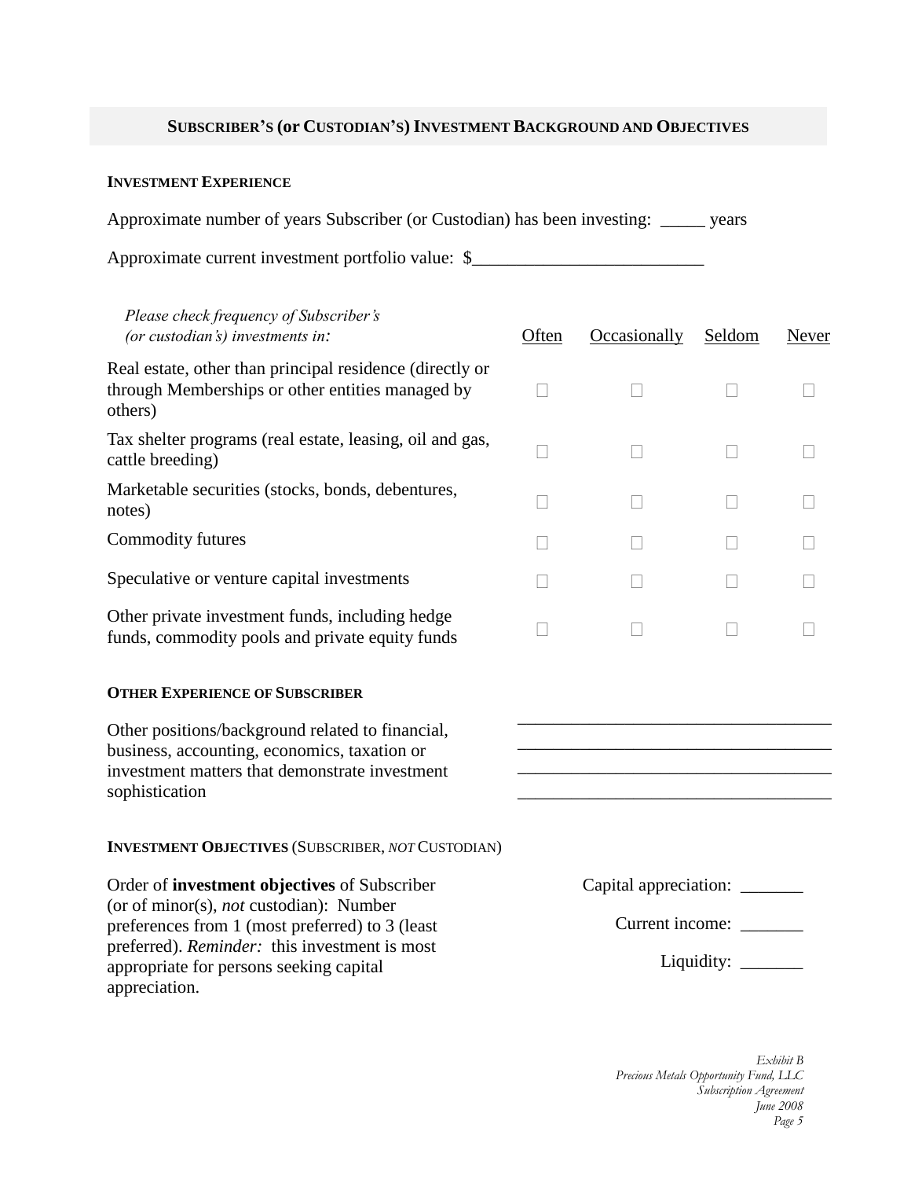## SUBSCRIBER'S (or CUSTODIAN'S) INVESTMENT BACKGROUND AND OBJECTIVES

### INVESTMENT EXPERIENCE

Approximate number of years Subscriber (or Custodian) has been investing: _____ years

Approximate current investment portfolio value: $__________________________

| *Please check frequency of Subscriber's (or custodian's) investments in:* | Often | Occasionally | Seldom | Never |
|---|---|---|---|---|
| Real estate, other than principal residence (directly or through Memberships or other entities managed by others) | ☐ | ☐ | ☐ | ☐ |
| Tax shelter programs (real estate, leasing, oil and gas, cattle breeding) | ☐ | ☐ | ☐ | ☐ |
| Marketable securities (stocks, bonds, debentures, notes) | ☐ | ☐ | ☐ | ☐ |
| Commodity futures | ☐ | ☐ | ☐ | ☐ |
| Speculative or venture capital investments | ☐ | ☐ | ☐ | ☐ |
| Other private investment funds, including hedge funds, commodity pools and private equity funds | ☐ | ☐ | ☐ | ☐ |

### OTHER EXPERIENCE OF SUBSCRIBER

Other positions/background related to financial, business, accounting, economics, taxation or investment matters that demonstrate investment sophistication

____________________________________
____________________________________
____________________________________
____________________________________

### INVESTMENT OBJECTIVES (SUBSCRIBER, *NOT* CUSTODIAN)

Order of **investment objectives** of Subscriber (or of minor(s), *not* custodian): Number preferences from 1 (most preferred) to 3 (least preferred). *Reminder:* this investment is most appropriate for persons seeking capital appreciation.

Capital appreciation: _______

Current income: _______

Liquidity: _______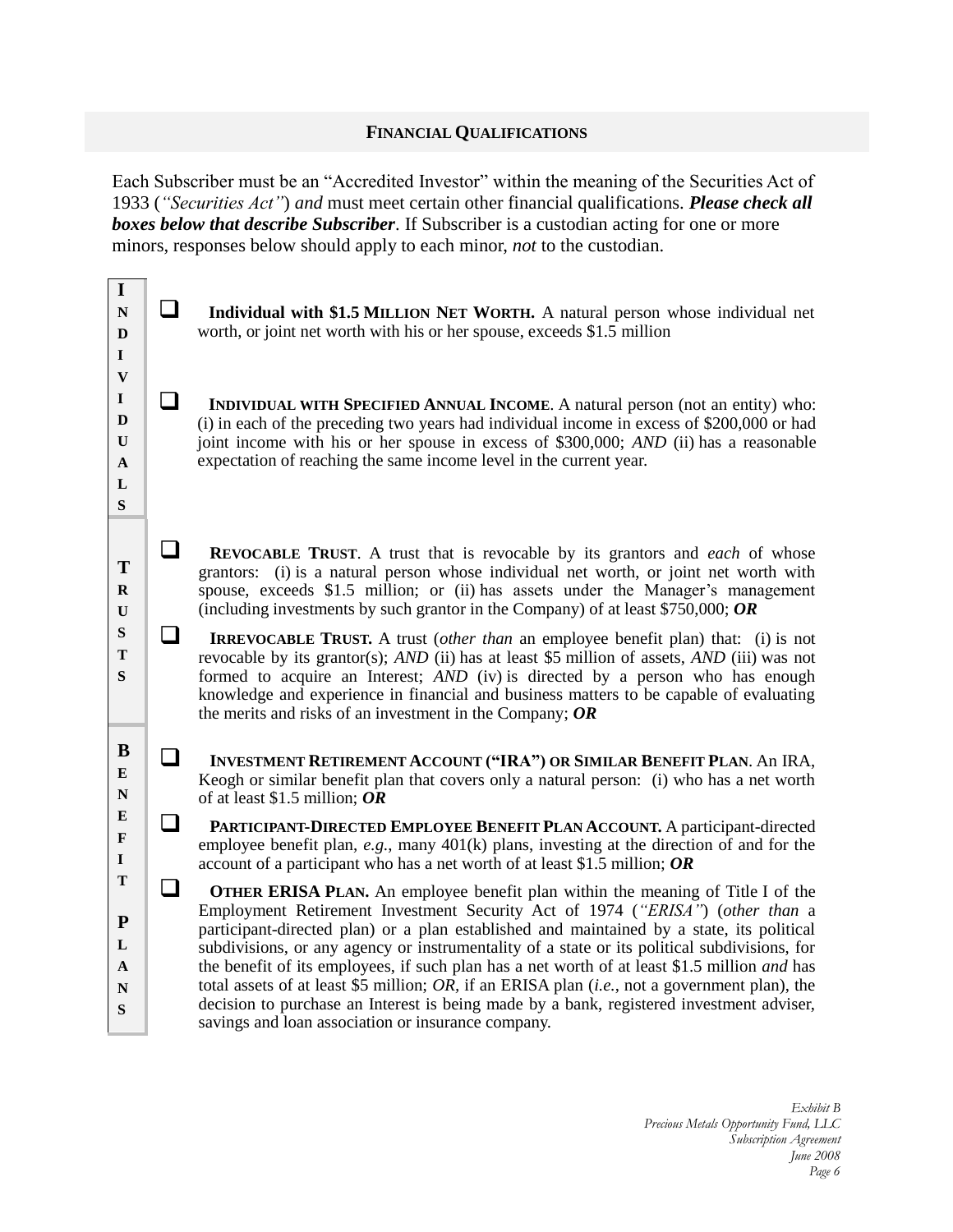## FINANCIAL QUALIFICATIONS

Each Subscriber must be an "Accredited Investor" within the meaning of the Securities Act of 1933 (*"Securities Act"*) *and* must meet certain other financial qualifications. ***Please check all boxes below that describe Subscriber***. If Subscriber is a custodian acting for one or more minors, responses below should apply to each minor, *not* to the custodian.

### INDIVIDUALS

- ☐ **Individual with $1.5 Million Net Worth.** A natural person whose individual net worth, or joint net worth with his or her spouse, exceeds $1.5 million

- ☐ **Individual with Specified Annual Income**. A natural person (not an entity) who: (i) in each of the preceding two years had individual income in excess of $200,000 or had joint income with his or her spouse in excess of $300,000; *AND* (ii) has a reasonable expectation of reaching the same income level in the current year.

### TRUSTS

- ☐ **Revocable Trust**. A trust that is revocable by its grantors and *each* of whose grantors: (i) is a natural person whose individual net worth, or joint net worth with spouse, exceeds $1.5 million; or (ii) has assets under the Manager's management (including investments by such grantor in the Company) of at least $750,000; ***OR***

- ☐ **Irrevocable Trust.** A trust (*other than* an employee benefit plan) that: (i) is not revocable by its grantor(s); *AND* (ii) has at least $5 million of assets, *AND* (iii) was not formed to acquire an Interest; *AND* (iv) is directed by a person who has enough knowledge and experience in financial and business matters to be capable of evaluating the merits and risks of an investment in the Company; ***OR***

### BENEFIT PLANS

- ☐ **Investment Retirement Account ("IRA") or Similar Benefit Plan**. An IRA, Keogh or similar benefit plan that covers only a natural person: (i) who has a net worth of at least $1.5 million; ***OR***

- ☐ **Participant-Directed Employee Benefit Plan Account.** A participant-directed employee benefit plan, *e.g.*, many 401(k) plans, investing at the direction of and for the account of a participant who has a net worth of at least $1.5 million; ***OR***

- ☐ **Other ERISA Plan.** An employee benefit plan within the meaning of Title I of the Employment Retirement Investment Security Act of 1974 (*"ERISA"*) (*other than* a participant-directed plan) or a plan established and maintained by a state, its political subdivisions, or any agency or instrumentality of a state or its political subdivisions, for the benefit of its employees, if such plan has a net worth of at least $1.5 million *and* has total assets of at least $5 million; *OR*, if an ERISA plan (*i.e.*, not a government plan), the decision to purchase an Interest is being made by a bank, registered investment adviser, savings and loan association or insurance company.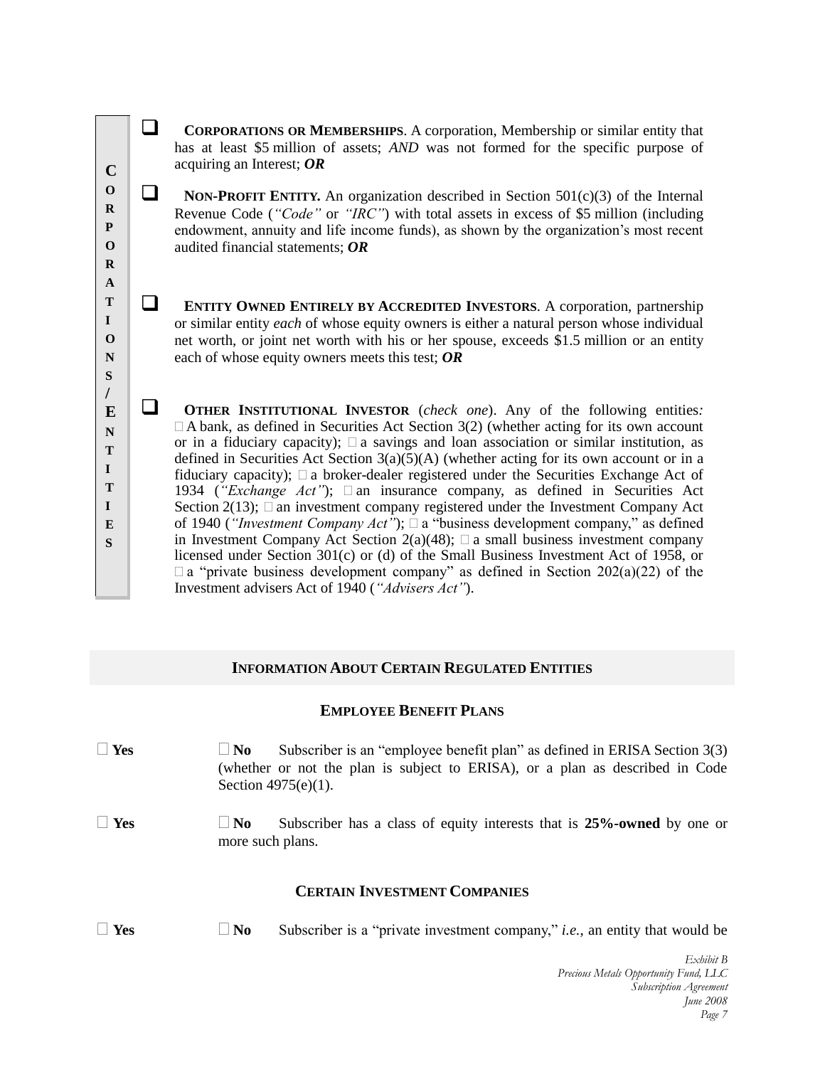CORPORATIONS/ENTITIES

☐ **CORPORATIONS OR MEMBERSHIPS**. A corporation, Membership or similar entity that has at least $5 million of assets; *AND* was not formed for the specific purpose of acquiring an Interest; ***OR***

☐ **NON-PROFIT ENTITY.** An organization described in Section 501(c)(3) of the Internal Revenue Code (*"Code"* or *"IRC"*) with total assets in excess of $5 million (including endowment, annuity and life income funds), as shown by the organization's most recent audited financial statements; ***OR***

☐ **ENTITY OWNED ENTIRELY BY ACCREDITED INVESTORS**. A corporation, partnership or similar entity *each* of whose equity owners is either a natural person whose individual net worth, or joint net worth with his or her spouse, exceeds $1.5 million or an entity each of whose equity owners meets this test; ***OR***

☐ **OTHER INSTITUTIONAL INVESTOR** (*check one*). Any of the following entities*:* ☐ A bank, as defined in Securities Act Section 3(2) (whether acting for its own account or in a fiduciary capacity); ☐ a savings and loan association or similar institution, as defined in Securities Act Section 3(a)(5)(A) (whether acting for its own account or in a fiduciary capacity); ☐ a broker-dealer registered under the Securities Exchange Act of 1934 (*"Exchange Act"*); ☐ an insurance company, as defined in Securities Act Section 2(13); ☐ an investment company registered under the Investment Company Act of 1940 (*"Investment Company Act"*); ☐ a "business development company," as defined in Investment Company Act Section 2(a)(48); ☐ a small business investment company licensed under Section 301(c) or (d) of the Small Business Investment Act of 1958, or ☐ a "private business development company" as defined in Section 202(a)(22) of the Investment advisers Act of 1940 (*"Advisers Act"*).

## INFORMATION ABOUT CERTAIN REGULATED ENTITIES

### EMPLOYEE BENEFIT PLANS

☐ **Yes** ☐ **No** Subscriber is an "employee benefit plan" as defined in ERISA Section 3(3) (whether or not the plan is subject to ERISA), or a plan as described in Code Section 4975(e)(1).

☐ **Yes** ☐ **No** Subscriber has a class of equity interests that is **25%-owned** by one or more such plans.

### CERTAIN INVESTMENT COMPANIES

☐ **Yes** ☐ **No** Subscriber is a "private investment company," *i.e.*, an entity that would be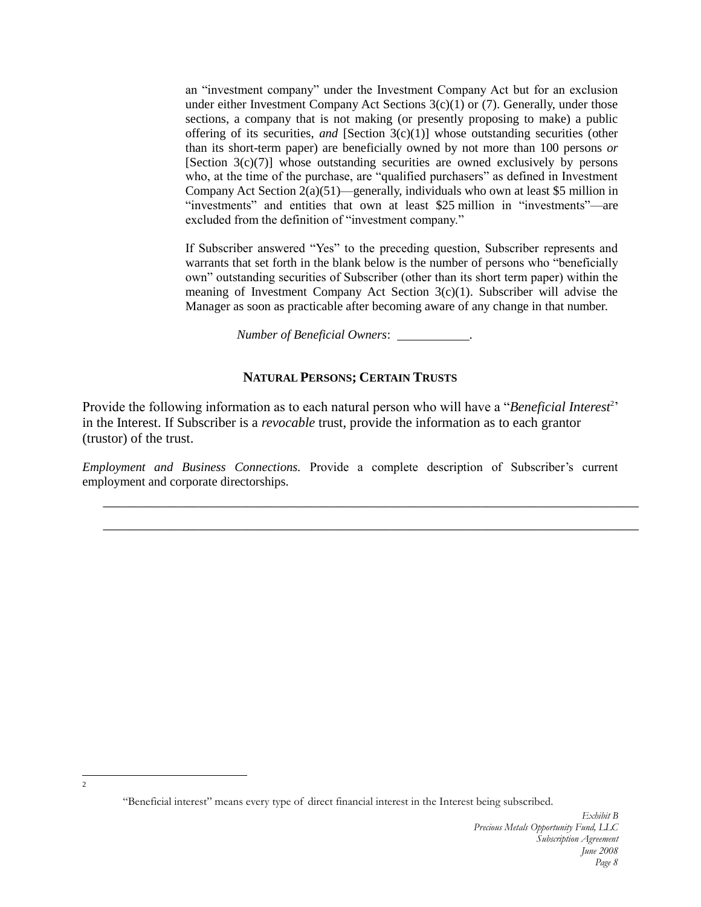an "investment company" under the Investment Company Act but for an exclusion under either Investment Company Act Sections 3(c)(1) or (7). Generally, under those sections, a company that is not making (or presently proposing to make) a public offering of its securities, *and* [Section 3(c)(1)] whose outstanding securities (other than its short-term paper) are beneficially owned by not more than 100 persons *or* [Section 3(c)(7)] whose outstanding securities are owned exclusively by persons who, at the time of the purchase, are "qualified purchasers" as defined in Investment Company Act Section 2(a)(51)—generally, individuals who own at least $5 million in "investments" and entities that own at least $25 million in "investments"—are excluded from the definition of "investment company."

If Subscriber answered "Yes" to the preceding question, Subscriber represents and warrants that set forth in the blank below is the number of persons who "beneficially own" outstanding securities of Subscriber (other than its short term paper) within the meaning of Investment Company Act Section 3(c)(1). Subscriber will advise the Manager as soon as practicable after becoming aware of any change in that number.

*Number of Beneficial Owners*: ___________.

**NATURAL PERSONS; CERTAIN TRUSTS**

Provide the following information as to each natural person who will have a "*Beneficial Interest*[2]" in the Interest. If Subscriber is a *revocable* trust, provide the information as to each grantor (trustor) of the trust.

*Employment and Business Connections.* Provide a complete description of Subscriber's current employment and corporate directorships.

_______________________________________________________________________________

_______________________________________________________________________________

[2] "Beneficial interest" means every type of direct financial interest in the Interest being subscribed.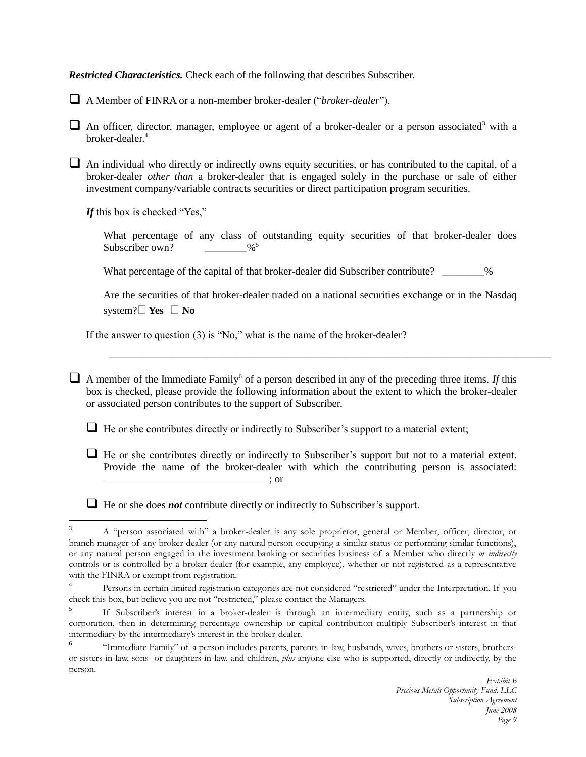***Restricted Characteristics.*** Check each of the following that describes Subscriber.

- ☐ A Member of FINRA or a non-member broker-dealer ("*broker-dealer*").

- ☐ An officer, director, manager, employee or agent of a broker-dealer or a person associated[3] with a broker-dealer.[4]

- ☐ An individual who directly or indirectly owns equity securities, or has contributed to the capital, of a broker-dealer *other than* a broker-dealer that is engaged solely in the purchase or sale of either investment company/variable contracts securities or direct participation program securities.

  ***If*** this box is checked "Yes,"

  What percentage of any class of outstanding equity securities of that broker-dealer does Subscriber own? ________%[5]

  What percentage of the capital of that broker-dealer did Subscriber contribute? ________%

  Are the securities of that broker-dealer traded on a national securities exchange or in the Nasdaq system? ☐ **Yes** ☐ **No**

  If the answer to question (3) is "No," what is the name of the broker-dealer?

  ________________________________________________________________________________

- ☐ A member of the Immediate Family[6] of a person described in any of the preceding three items. *If* this box is checked, please provide the following information about the extent to which the broker-dealer or associated person contributes to the support of Subscriber.

  - ☐ He or she contributes directly or indirectly to Subscriber's support to a material extent;

  - ☐ He or she contributes directly or indirectly to Subscriber's support but not to a material extent. Provide the name of the broker-dealer with which the contributing person is associated: ______________________________; or

  - ☐ He or she does ***not*** contribute directly or indirectly to Subscriber's support.

---

[3] A "person associated with" a broker-dealer is any sole proprietor, general or Member, officer, director, or branch manager of any broker-dealer (or any natural person occupying a similar status or performing similar functions), or any natural person engaged in the investment banking or securities business of a Member who directly *or indirectly* controls or is controlled by a broker-dealer (for example, any employee), whether or not registered as a representative with the FINRA or exempt from registration.

[4] Persons in certain limited registration categories are not considered "restricted" under the Interpretation. If you check this box, but believe you are not "restricted," please contact the Managers.

[5] If Subscriber's interest in a broker-dealer is through an intermediary entity, such as a partnership or corporation, then in determining percentage ownership or capital contribution multiply Subscriber's interest in that intermediary by the intermediary's interest in the broker-dealer.

[6] "Immediate Family" of a person includes parents, parents-in-law, husbands, wives, brothers or sisters, brothers- or sisters-in-law, sons- or daughters-in-law, and children, *plus* anyone else who is supported, directly or indirectly, by the person.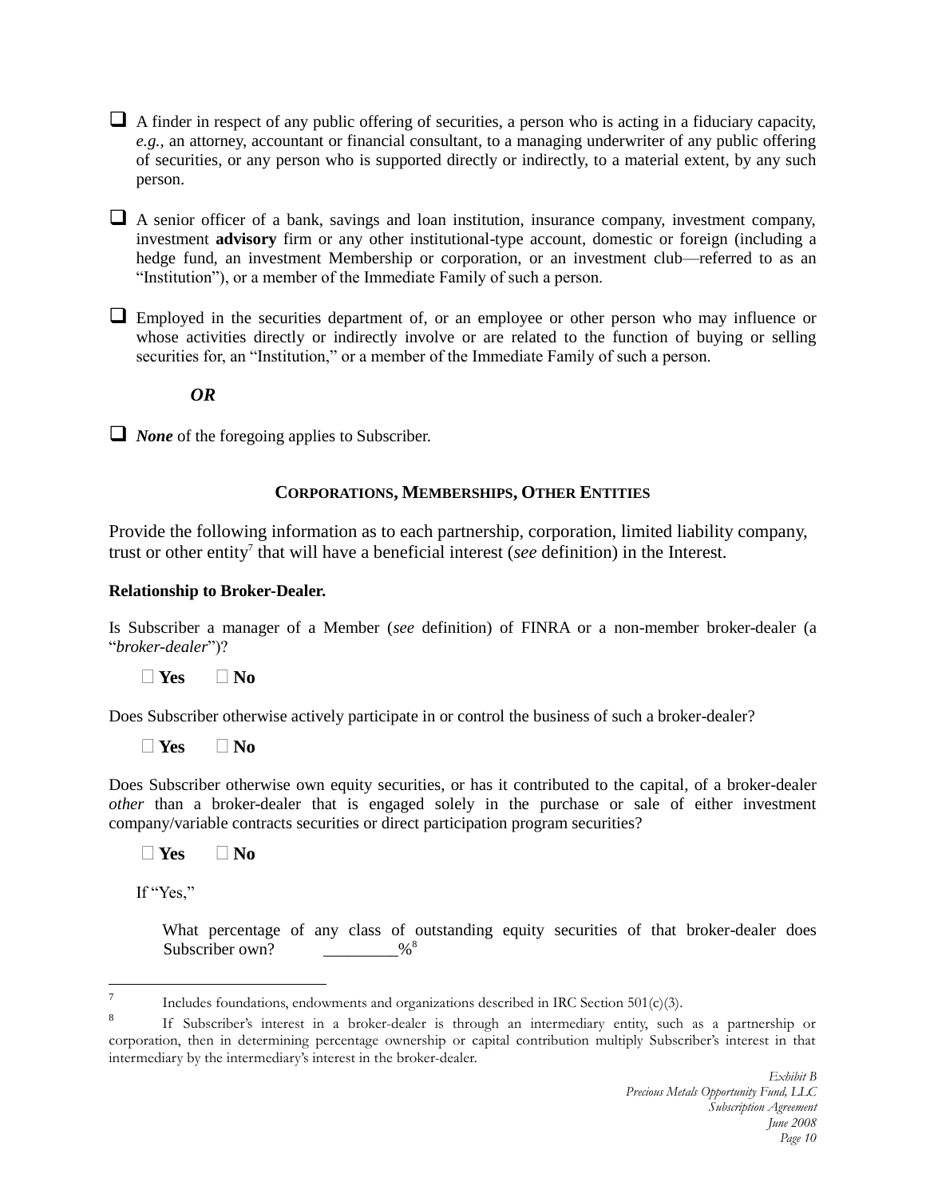- ☐ A finder in respect of any public offering of securities, a person who is acting in a fiduciary capacity, *e.g.,* an attorney, accountant or financial consultant, to a managing underwriter of any public offering of securities, or any person who is supported directly or indirectly, to a material extent, by any such person.

- ☐ A senior officer of a bank, savings and loan institution, insurance company, investment company, investment **advisory** firm or any other institutional-type account, domestic or foreign (including a hedge fund, an investment Membership or corporation, or an investment club—referred to as an "Institution"), or a member of the Immediate Family of such a person.

- ☐ Employed in the securities department of, or an employee or other person who may influence or whose activities directly or indirectly involve or are related to the function of buying or selling securities for, an "Institution," or a member of the Immediate Family of such a person.

***OR***

- ☐ ***None*** of the foregoing applies to Subscriber.

## CORPORATIONS, MEMBERSHIPS, OTHER ENTITIES

Provide the following information as to each partnership, corporation, limited liability company, trust or other entity[7] that will have a beneficial interest (*see* definition) in the Interest.

**Relationship to Broker-Dealer.**

Is Subscriber a manager of a Member (*see* definition) of FINRA or a non-member broker-dealer (a "*broker-dealer*")?

☐ **Yes** ☐ **No**

Does Subscriber otherwise actively participate in or control the business of such a broker-dealer?

☐ **Yes** ☐ **No**

Does Subscriber otherwise own equity securities, or has it contributed to the capital, of a broker-dealer *other* than a broker-dealer that is engaged solely in the purchase or sale of either investment company/variable contracts securities or direct participation program securities?

☐ **Yes** ☐ **No**

If "Yes,"

What percentage of any class of outstanding equity securities of that broker-dealer does Subscriber own? _________%[8]

---

[7] Includes foundations, endowments and organizations described in IRC Section 501(c)(3).

[8] If Subscriber's interest in a broker-dealer is through an intermediary entity, such as a partnership or corporation, then in determining percentage ownership or capital contribution multiply Subscriber's interest in that intermediary by the intermediary's interest in the broker-dealer.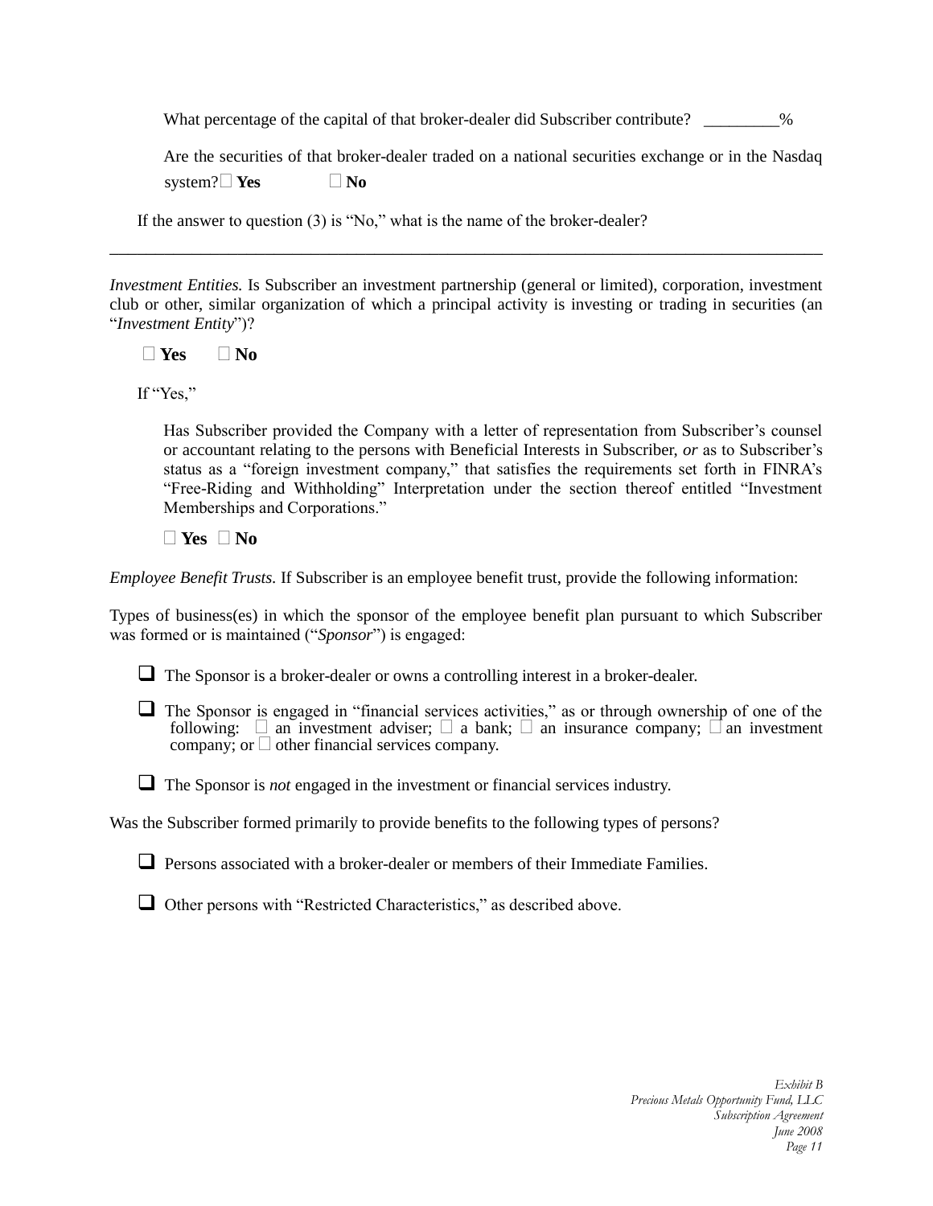What percentage of the capital of that broker-dealer did Subscriber contribute? _________%

Are the securities of that broker-dealer traded on a national securities exchange or in the Nasdaq system? ☐ **Yes** ☐ **No**

If the answer to question (3) is "No," what is the name of the broker-dealer?

_______________________________________________________________________________________

*Investment Entities.* Is Subscriber an investment partnership (general or limited), corporation, investment club or other, similar organization of which a principal activity is investing or trading in securities (an "*Investment Entity*")?

☐ **Yes** ☐ **No**

If "Yes,"

Has Subscriber provided the Company with a letter of representation from Subscriber's counsel or accountant relating to the persons with Beneficial Interests in Subscriber, *or* as to Subscriber's status as a "foreign investment company," that satisfies the requirements set forth in FINRA's "Free-Riding and Withholding" Interpretation under the section thereof entitled "Investment Memberships and Corporations."

☐ **Yes** ☐ **No**

*Employee Benefit Trusts.* If Subscriber is an employee benefit trust, provide the following information:

Types of business(es) in which the sponsor of the employee benefit plan pursuant to which Subscriber was formed or is maintained ("*Sponsor*") is engaged:

☐ The Sponsor is a broker-dealer or owns a controlling interest in a broker-dealer.

☐ The Sponsor is engaged in "financial services activities," as or through ownership of one of the following: ☐ an investment adviser; ☐ a bank; ☐ an insurance company; ☐ an investment company; or ☐ other financial services company.

☐ The Sponsor is *not* engaged in the investment or financial services industry.

Was the Subscriber formed primarily to provide benefits to the following types of persons?

☐ Persons associated with a broker-dealer or members of their Immediate Families.

☐ Other persons with "Restricted Characteristics," as described above.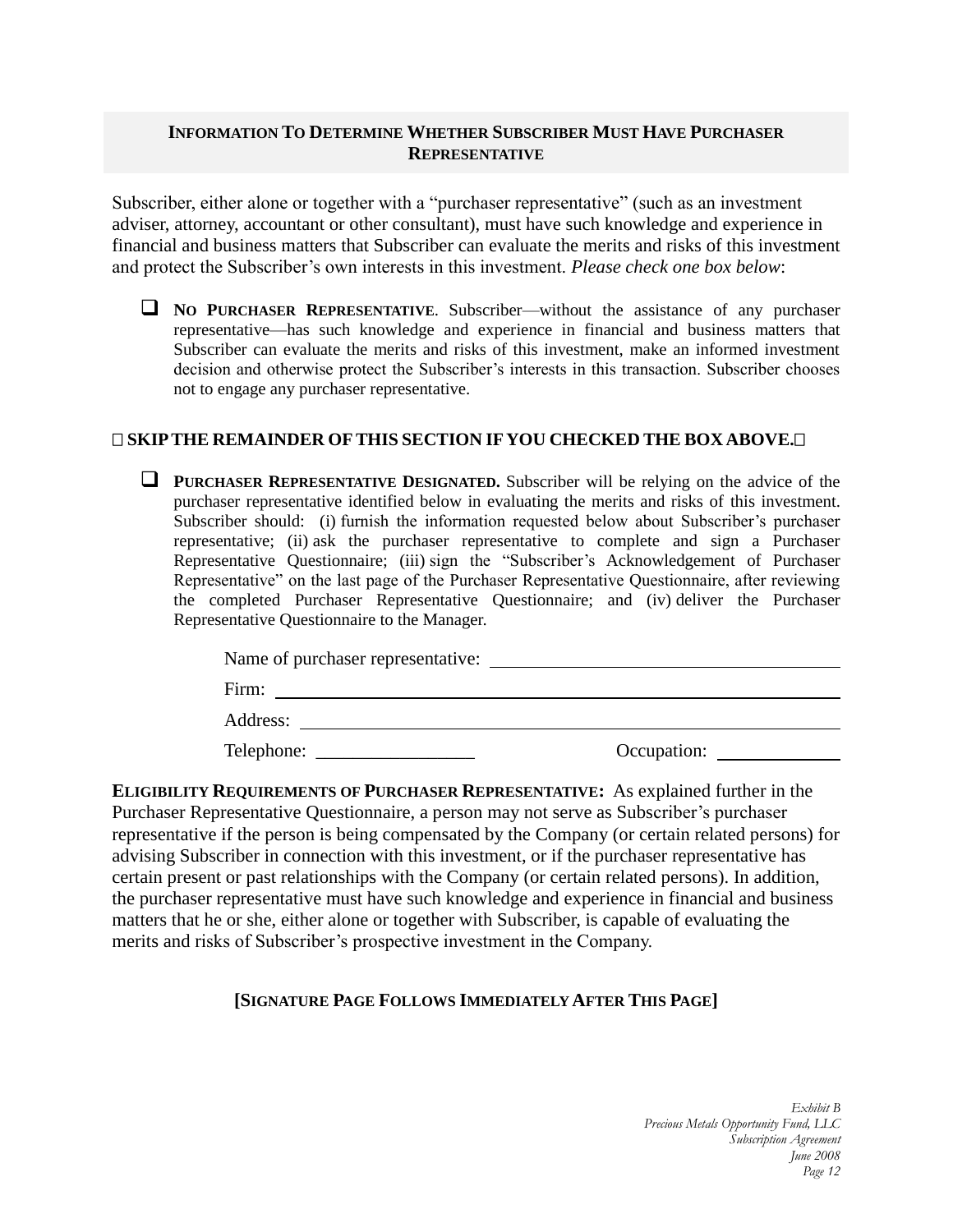## INFORMATION TO DETERMINE WHETHER SUBSCRIBER MUST HAVE PURCHASER REPRESENTATIVE

Subscriber, either alone or together with a "purchaser representative" (such as an investment adviser, attorney, accountant or other consultant), must have such knowledge and experience in financial and business matters that Subscriber can evaluate the merits and risks of this investment and protect the Subscriber's own interests in this investment. *Please check one box below*:

- ☐ **NO PURCHASER REPRESENTATIVE**. Subscriber—without the assistance of any purchaser representative—has such knowledge and experience in financial and business matters that Subscriber can evaluate the merits and risks of this investment, make an informed investment decision and otherwise protect the Subscriber's interests in this transaction. Subscriber chooses not to engage any purchaser representative.

**SKIP THE REMAINDER OF THIS SECTION IF YOU CHECKED THE BOX ABOVE.**

- ☐ **PURCHASER REPRESENTATIVE DESIGNATED.** Subscriber will be relying on the advice of the purchaser representative identified below in evaluating the merits and risks of this investment. Subscriber should: (i) furnish the information requested below about Subscriber's purchaser representative; (ii) ask the purchaser representative to complete and sign a Purchaser Representative Questionnaire; (iii) sign the "Subscriber's Acknowledgement of Purchaser Representative" on the last page of the Purchaser Representative Questionnaire, after reviewing the completed Purchaser Representative Questionnaire; and (iv) deliver the Purchaser Representative Questionnaire to the Manager.

  Name of purchaser representative: ______________________________

  Firm: ______________________________

  Address: ______________________________

  Telephone: _________________ Occupation: _____________

**ELIGIBILITY REQUIREMENTS OF PURCHASER REPRESENTATIVE:** As explained further in the Purchaser Representative Questionnaire, a person may not serve as Subscriber's purchaser representative if the person is being compensated by the Company (or certain related persons) for advising Subscriber in connection with this investment, or if the purchaser representative has certain present or past relationships with the Company (or certain related persons). In addition, the purchaser representative must have such knowledge and experience in financial and business matters that he or she, either alone or together with Subscriber, is capable of evaluating the merits and risks of Subscriber's prospective investment in the Company.

**[SIGNATURE PAGE FOLLOWS IMMEDIATELY AFTER THIS PAGE]**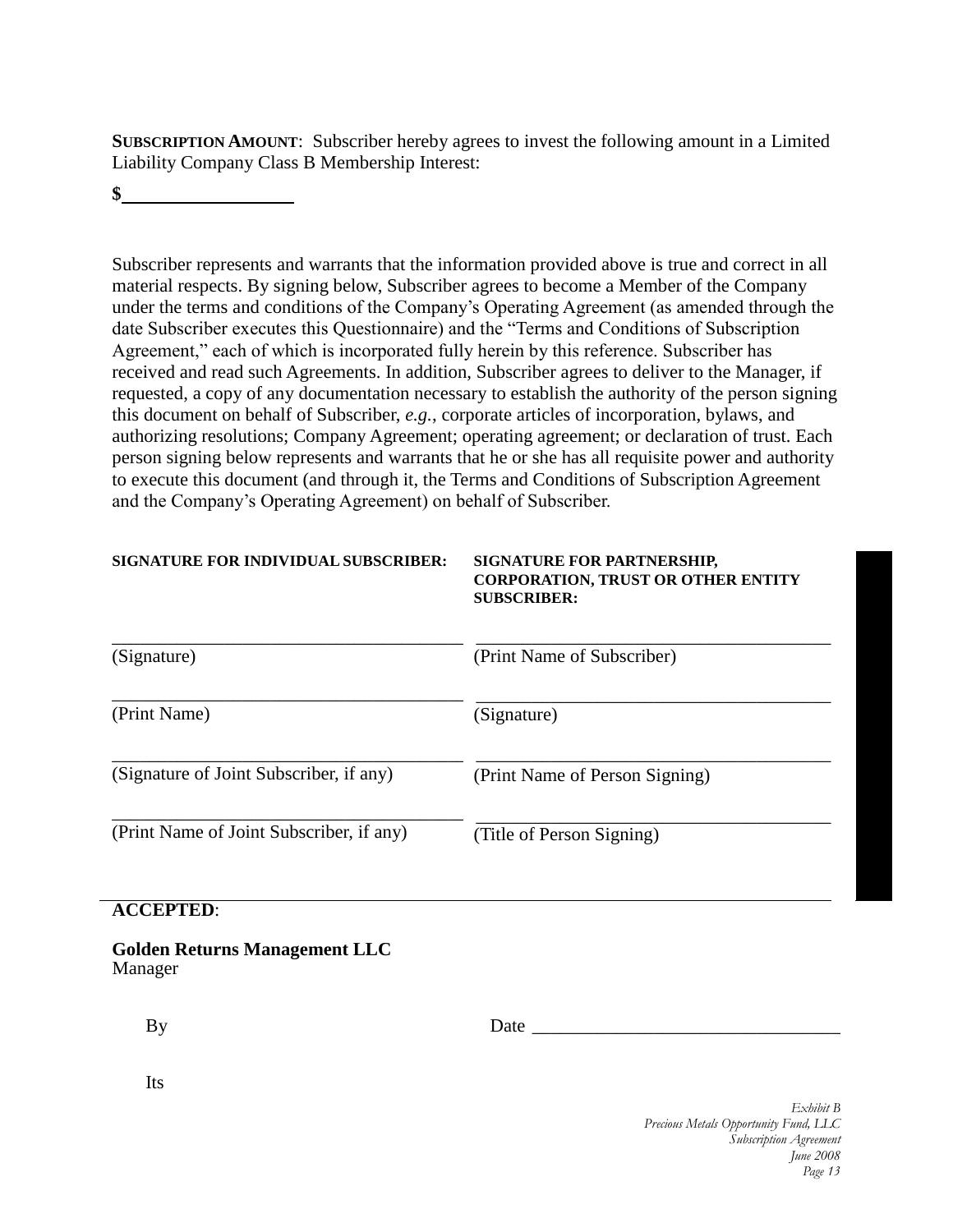**SUBSCRIPTION AMOUNT**: Subscriber hereby agrees to invest the following amount in a Limited Liability Company Class B Membership Interest:

**$**__________________

Subscriber represents and warrants that the information provided above is true and correct in all material respects. By signing below, Subscriber agrees to become a Member of the Company under the terms and conditions of the Company's Operating Agreement (as amended through the date Subscriber executes this Questionnaire) and the "Terms and Conditions of Subscription Agreement," each of which is incorporated fully herein by this reference. Subscriber has received and read such Agreements. In addition, Subscriber agrees to deliver to the Manager, if requested, a copy of any documentation necessary to establish the authority of the person signing this document on behalf of Subscriber, *e.g.*, corporate articles of incorporation, bylaws, and authorizing resolutions; Company Agreement; operating agreement; or declaration of trust. Each person signing below represents and warrants that he or she has all requisite power and authority to execute this document (and through it, the Terms and Conditions of Subscription Agreement and the Company's Operating Agreement) on behalf of Subscriber.

| **SIGNATURE FOR INDIVIDUAL SUBSCRIBER:** | **SIGNATURE FOR PARTNERSHIP, CORPORATION, TRUST OR OTHER ENTITY SUBSCRIBER:** |
|---|---|
| ______________________________ | ______________________________ |
| (Signature) | (Print Name of Subscriber) |
| ______________________________ | ______________________________ |
| (Print Name) | (Signature) |
| ______________________________ | ______________________________ |
| (Signature of Joint Subscriber, if any) | (Print Name of Person Signing) |
| ______________________________ | ______________________________ |
| (Print Name of Joint Subscriber, if any) | (Title of Person Signing) |

**ACCEPTED**:

**Golden Returns Management LLC**
Manager

By                                        Date ______________________________

Its

*Exhibit B*
*Precious Metals Opportunity Fund, LLC*
*Subscription Agreement*
*June 2008*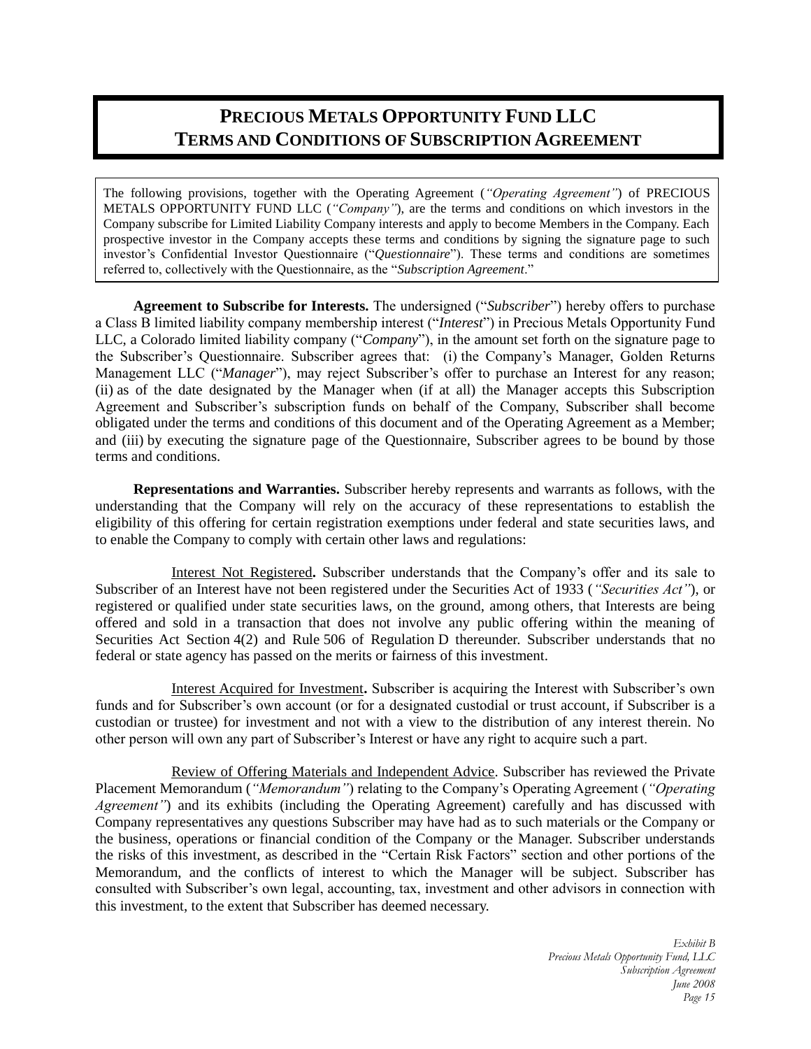# PRECIOUS METALS OPPORTUNITY FUND LLC
# TERMS AND CONDITIONS OF SUBSCRIPTION AGREEMENT

The following provisions, together with the Operating Agreement (*"Operating Agreement"*) of PRECIOUS METALS OPPORTUNITY FUND LLC (*"Company"*), are the terms and conditions on which investors in the Company subscribe for Limited Liability Company interests and apply to become Members in the Company. Each prospective investor in the Company accepts these terms and conditions by signing the signature page to such investor's Confidential Investor Questionnaire ("*Questionnaire*"). These terms and conditions are sometimes referred to, collectively with the Questionnaire, as the "*Subscription Agreement*."

**Agreement to Subscribe for Interests.** The undersigned ("*Subscriber*") hereby offers to purchase a Class B limited liability company membership interest ("*Interest*") in Precious Metals Opportunity Fund LLC, a Colorado limited liability company ("*Company*"), in the amount set forth on the signature page to the Subscriber's Questionnaire. Subscriber agrees that: (i) the Company's Manager, Golden Returns Management LLC ("*Manager*"), may reject Subscriber's offer to purchase an Interest for any reason; (ii) as of the date designated by the Manager when (if at all) the Manager accepts this Subscription Agreement and Subscriber's subscription funds on behalf of the Company, Subscriber shall become obligated under the terms and conditions of this document and of the Operating Agreement as a Member; and (iii) by executing the signature page of the Questionnaire, Subscriber agrees to be bound by those terms and conditions.

**Representations and Warranties.** Subscriber hereby represents and warrants as follows, with the understanding that the Company will rely on the accuracy of these representations to establish the eligibility of this offering for certain registration exemptions under federal and state securities laws, and to enable the Company to comply with certain other laws and regulations:

Interest Not Registered**.** Subscriber understands that the Company's offer and its sale to Subscriber of an Interest have not been registered under the Securities Act of 1933 (*"Securities Act"*), or registered or qualified under state securities laws, on the ground, among others, that Interests are being offered and sold in a transaction that does not involve any public offering within the meaning of Securities Act Section 4(2) and Rule 506 of Regulation D thereunder. Subscriber understands that no federal or state agency has passed on the merits or fairness of this investment.

Interest Acquired for Investment**.** Subscriber is acquiring the Interest with Subscriber's own funds and for Subscriber's own account (or for a designated custodial or trust account, if Subscriber is a custodian or trustee) for investment and not with a view to the distribution of any interest therein. No other person will own any part of Subscriber's Interest or have any right to acquire such a part.

Review of Offering Materials and Independent Advice. Subscriber has reviewed the Private Placement Memorandum (*"Memorandum"*) relating to the Company's Operating Agreement (*"Operating Agreement"*) and its exhibits (including the Operating Agreement) carefully and has discussed with Company representatives any questions Subscriber may have had as to such materials or the Company or the business, operations or financial condition of the Company or the Manager. Subscriber understands the risks of this investment, as described in the "Certain Risk Factors" section and other portions of the Memorandum, and the conflicts of interest to which the Manager will be subject. Subscriber has consulted with Subscriber's own legal, accounting, tax, investment and other advisors in connection with this investment, to the extent that Subscriber has deemed necessary.

*Exhibit B*
*Precious Metals Opportunity Fund, LLC*
*Subscription Agreement*
*June 2008*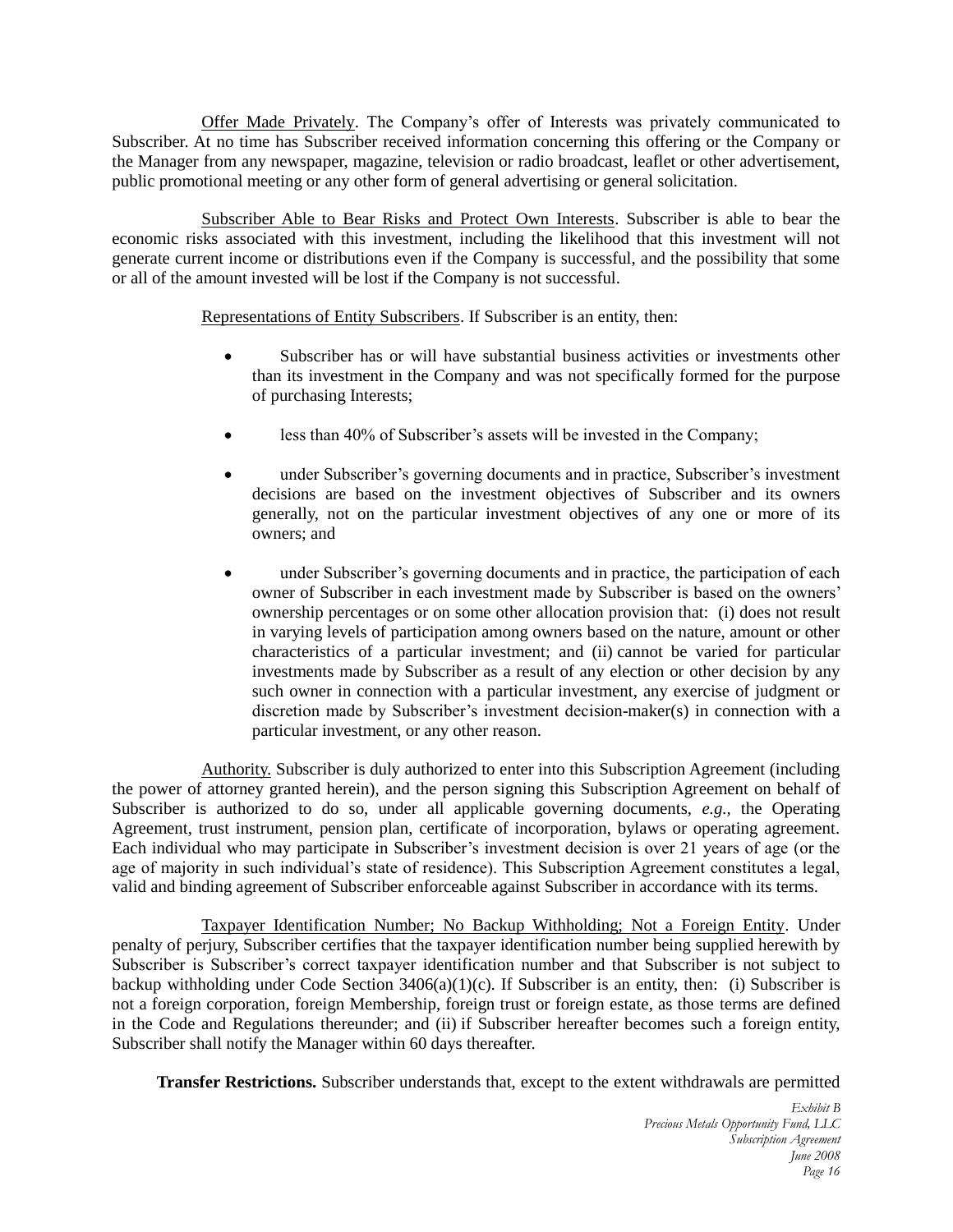Offer Made Privately. The Company's offer of Interests was privately communicated to Subscriber. At no time has Subscriber received information concerning this offering or the Company or the Manager from any newspaper, magazine, television or radio broadcast, leaflet or other advertisement, public promotional meeting or any other form of general advertising or general solicitation.

Subscriber Able to Bear Risks and Protect Own Interests. Subscriber is able to bear the economic risks associated with this investment, including the likelihood that this investment will not generate current income or distributions even if the Company is successful, and the possibility that some or all of the amount invested will be lost if the Company is not successful.

Representations of Entity Subscribers. If Subscriber is an entity, then:

- Subscriber has or will have substantial business activities or investments other than its investment in the Company and was not specifically formed for the purpose of purchasing Interests;
- less than 40% of Subscriber's assets will be invested in the Company;
- under Subscriber's governing documents and in practice, Subscriber's investment decisions are based on the investment objectives of Subscriber and its owners generally, not on the particular investment objectives of any one or more of its owners; and
- under Subscriber's governing documents and in practice, the participation of each owner of Subscriber in each investment made by Subscriber is based on the owners' ownership percentages or on some other allocation provision that: (i) does not result in varying levels of participation among owners based on the nature, amount or other characteristics of a particular investment; and (ii) cannot be varied for particular investments made by Subscriber as a result of any election or other decision by any such owner in connection with a particular investment, any exercise of judgment or discretion made by Subscriber's investment decision-maker(s) in connection with a particular investment, or any other reason.

Authority. Subscriber is duly authorized to enter into this Subscription Agreement (including the power of attorney granted herein), and the person signing this Subscription Agreement on behalf of Subscriber is authorized to do so, under all applicable governing documents, *e.g.*, the Operating Agreement, trust instrument, pension plan, certificate of incorporation, bylaws or operating agreement. Each individual who may participate in Subscriber's investment decision is over 21 years of age (or the age of majority in such individual's state of residence). This Subscription Agreement constitutes a legal, valid and binding agreement of Subscriber enforceable against Subscriber in accordance with its terms.

Taxpayer Identification Number; No Backup Withholding; Not a Foreign Entity. Under penalty of perjury, Subscriber certifies that the taxpayer identification number being supplied herewith by Subscriber is Subscriber's correct taxpayer identification number and that Subscriber is not subject to backup withholding under Code Section 3406(a)(1)(c). If Subscriber is an entity, then: (i) Subscriber is not a foreign corporation, foreign Membership, foreign trust or foreign estate, as those terms are defined in the Code and Regulations thereunder; and (ii) if Subscriber hereafter becomes such a foreign entity, Subscriber shall notify the Manager within 60 days thereafter.

**Transfer Restrictions.** Subscriber understands that, except to the extent withdrawals are permitted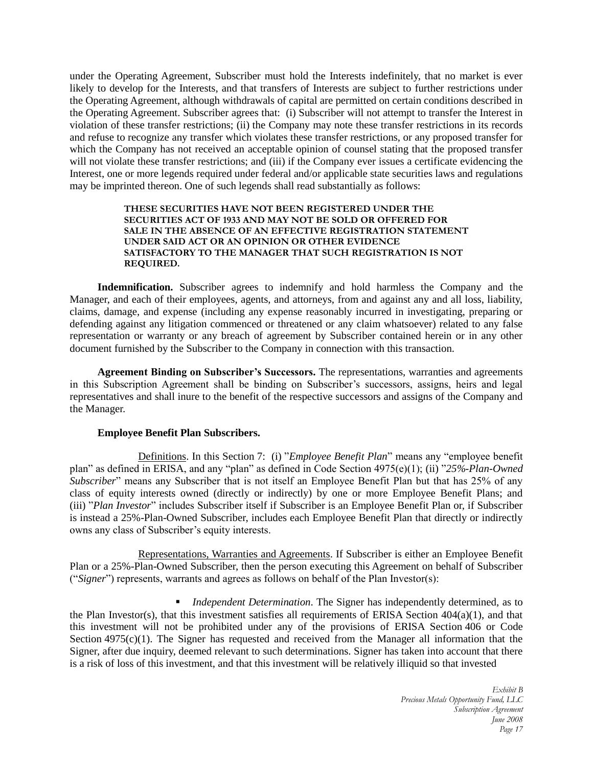under the Operating Agreement, Subscriber must hold the Interests indefinitely, that no market is ever likely to develop for the Interests, and that transfers of Interests are subject to further restrictions under the Operating Agreement, although withdrawals of capital are permitted on certain conditions described in the Operating Agreement. Subscriber agrees that: (i) Subscriber will not attempt to transfer the Interest in violation of these transfer restrictions; (ii) the Company may note these transfer restrictions in its records and refuse to recognize any transfer which violates these transfer restrictions, or any proposed transfer for which the Company has not received an acceptable opinion of counsel stating that the proposed transfer will not violate these transfer restrictions; and (iii) if the Company ever issues a certificate evidencing the Interest, one or more legends required under federal and/or applicable state securities laws and regulations may be imprinted thereon. One of such legends shall read substantially as follows:

> **THESE SECURITIES HAVE NOT BEEN REGISTERED UNDER THE SECURITIES ACT OF 1933 AND MAY NOT BE SOLD OR OFFERED FOR SALE IN THE ABSENCE OF AN EFFECTIVE REGISTRATION STATEMENT UNDER SAID ACT OR AN OPINION OR OTHER EVIDENCE SATISFACTORY TO THE MANAGER THAT SUCH REGISTRATION IS NOT REQUIRED.**

**Indemnification.** Subscriber agrees to indemnify and hold harmless the Company and the Manager, and each of their employees, agents, and attorneys, from and against any and all loss, liability, claims, damage, and expense (including any expense reasonably incurred in investigating, preparing or defending against any litigation commenced or threatened or any claim whatsoever) related to any false representation or warranty or any breach of agreement by Subscriber contained herein or in any other document furnished by the Subscriber to the Company in connection with this transaction.

**Agreement Binding on Subscriber's Successors.** The representations, warranties and agreements in this Subscription Agreement shall be binding on Subscriber's successors, assigns, heirs and legal representatives and shall inure to the benefit of the respective successors and assigns of the Company and the Manager.

**Employee Benefit Plan Subscribers.**

Definitions. In this Section 7: (i) "*Employee Benefit Plan*" means any "employee benefit plan" as defined in ERISA, and any "plan" as defined in Code Section 4975(e)(1); (ii) "*25%-Plan-Owned Subscriber*" means any Subscriber that is not itself an Employee Benefit Plan but that has 25% of any class of equity interests owned (directly or indirectly) by one or more Employee Benefit Plans; and (iii) "*Plan Investor*" includes Subscriber itself if Subscriber is an Employee Benefit Plan or, if Subscriber is instead a 25%-Plan-Owned Subscriber, includes each Employee Benefit Plan that directly or indirectly owns any class of Subscriber's equity interests.

Representations, Warranties and Agreements. If Subscriber is either an Employee Benefit Plan or a 25%-Plan-Owned Subscriber, then the person executing this Agreement on behalf of Subscriber ("*Signer*") represents, warrants and agrees as follows on behalf of the Plan Investor(s):

- *Independent Determination*. The Signer has independently determined, as to the Plan Investor(s), that this investment satisfies all requirements of ERISA Section 404(a)(1), and that this investment will not be prohibited under any of the provisions of ERISA Section 406 or Code Section 4975(c)(1). The Signer has requested and received from the Manager all information that the Signer, after due inquiry, deemed relevant to such determinations. Signer has taken into account that there is a risk of loss of this investment, and that this investment will be relatively illiquid so that invested